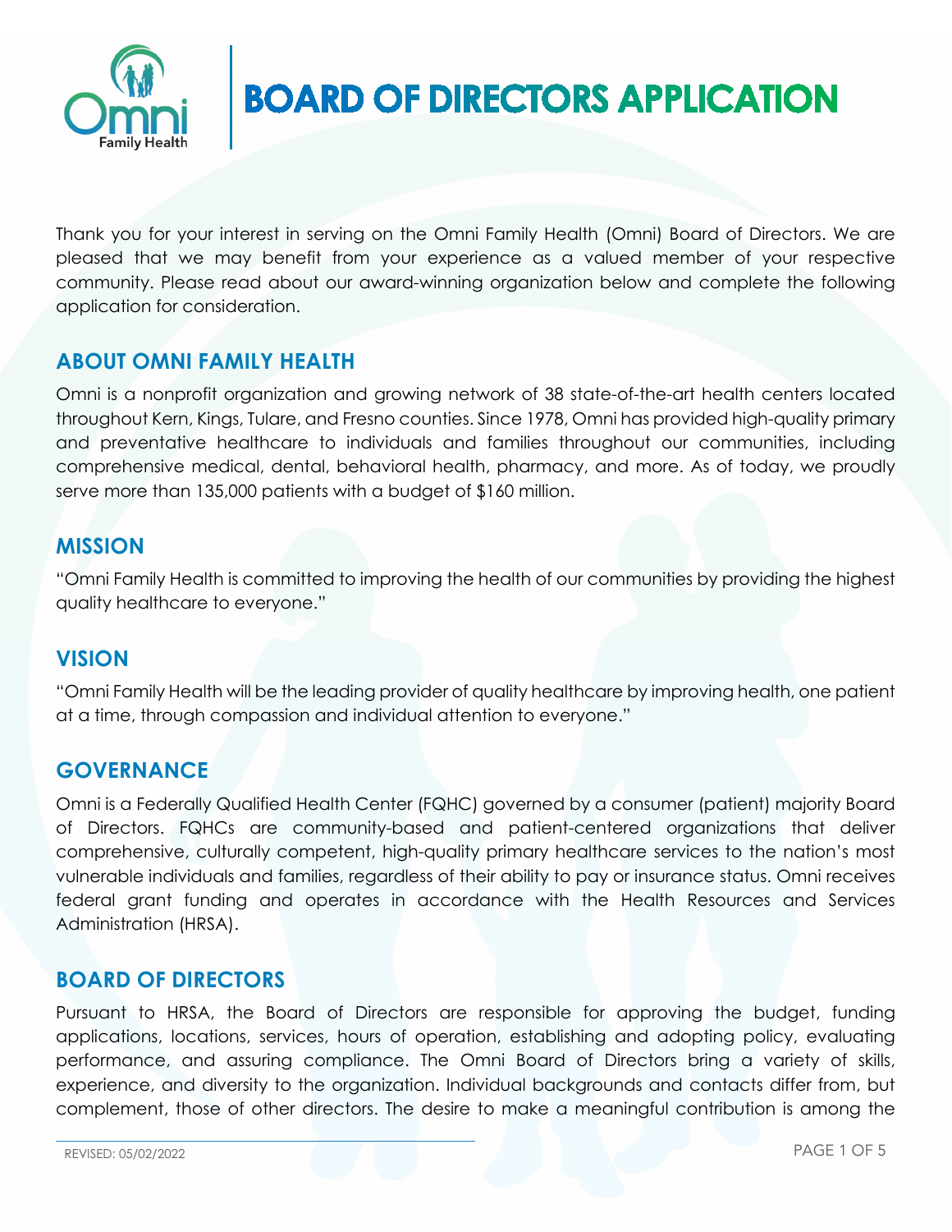# BOARD OF DIRECTORS APPLICATION

Thank you for your interest in serving on the Omni Family Health (Omni) Board of Directors. We are pleased that we may benefit from your experience as a valued member of your respective community. Please read about our award-winning organization below and complete the following application for consideration.

## ABOUT OMNI FAMILY HEALTH

Omni is a nonprofit organization and growing network of 38 state-of-the-art health centers located throughout Kern, Kings, Tulare, and Fresno counties. Since 1978, Omni has provided high-quality primary and preventative healthcare to individuals and families throughout our communities, including comprehensive medical, dental, behavioral health, pharmacy, and more. As of today, we proudly serve more than 135,000 patients with a budget of $160 million.

## MISSION

"Omni Family Health is committed to improving the health of our communities by providing the highest quality healthcare to everyone."

## VISION

"Omni Family Health will be the leading provider of quality healthcare by improving health, one patient at a time, through compassion and individual attention to everyone."

## GOVERNANCE

Omni is a Federally Qualified Health Center (FQHC) governed by a consumer (patient) majority Board of Directors. FQHCs are community-based and patient-centered organizations that deliver comprehensive, culturally competent, high-quality primary healthcare services to the nation's most vulnerable individuals and families, regardless of their ability to pay or insurance status. Omni receives federal grant funding and operates in accordance with the Health Resources and Services Administration (HRSA).

## BOARD OF DIRECTORS

Pursuant to HRSA, the Board of Directors are responsible for approving the budget, funding applications, locations, services, hours of operation, establishing and adopting policy, evaluating performance, and assuring compliance. The Omni Board of Directors bring a variety of skills, experience, and diversity to the organization. Individual backgrounds and contacts differ from, but complement, those of other directors. The desire to make a meaningful contribution is among the

REVISED: 05/02/2022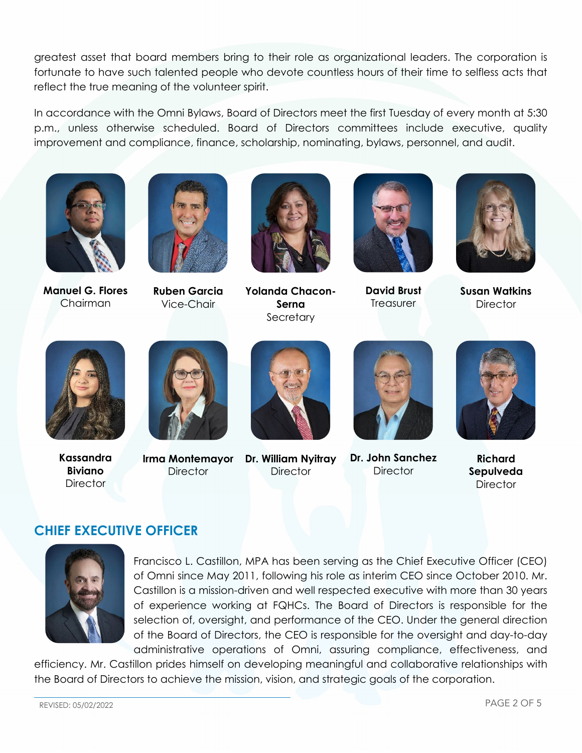greatest asset that board members bring to their role as organizational leaders. The corporation is fortunate to have such talented people who devote countless hours of their time to selfless acts that reflect the true meaning of the volunteer spirit.

In accordance with the Omni Bylaws, Board of Directors meet the first Tuesday of every month at 5:30 p.m., unless otherwise scheduled. Board of Directors committees include executive, quality improvement and compliance, finance, scholarship, nominating, bylaws, personnel, and audit.

**Manuel G. Flores**
Chairman

**Ruben Garcia**
Vice-Chair

**Yolanda Chacon-Serna**
Secretary

**David Brust**
Treasurer

**Susan Watkins**
Director

**Kassandra Biviano**
Director

**Irma Montemayor**
Director

**Dr. William Nyitray**
Director

**Dr. John Sanchez**
Director

**Richard Sepulveda**
Director

## CHIEF EXECUTIVE OFFICER

Francisco L. Castillon, MPA has been serving as the Chief Executive Officer (CEO) of Omni since May 2011, following his role as interim CEO since October 2010. Mr. Castillon is a mission-driven and well respected executive with more than 30 years of experience working at FQHCs. The Board of Directors is responsible for the selection of, oversight, and performance of the CEO. Under the general direction of the Board of Directors, the CEO is responsible for the oversight and day-to-day administrative operations of Omni, assuring compliance, effectiveness, and efficiency. Mr. Castillon prides himself on developing meaningful and collaborative relationships with the Board of Directors to achieve the mission, vision, and strategic goals of the corporation.

REVISED: 05/02/2022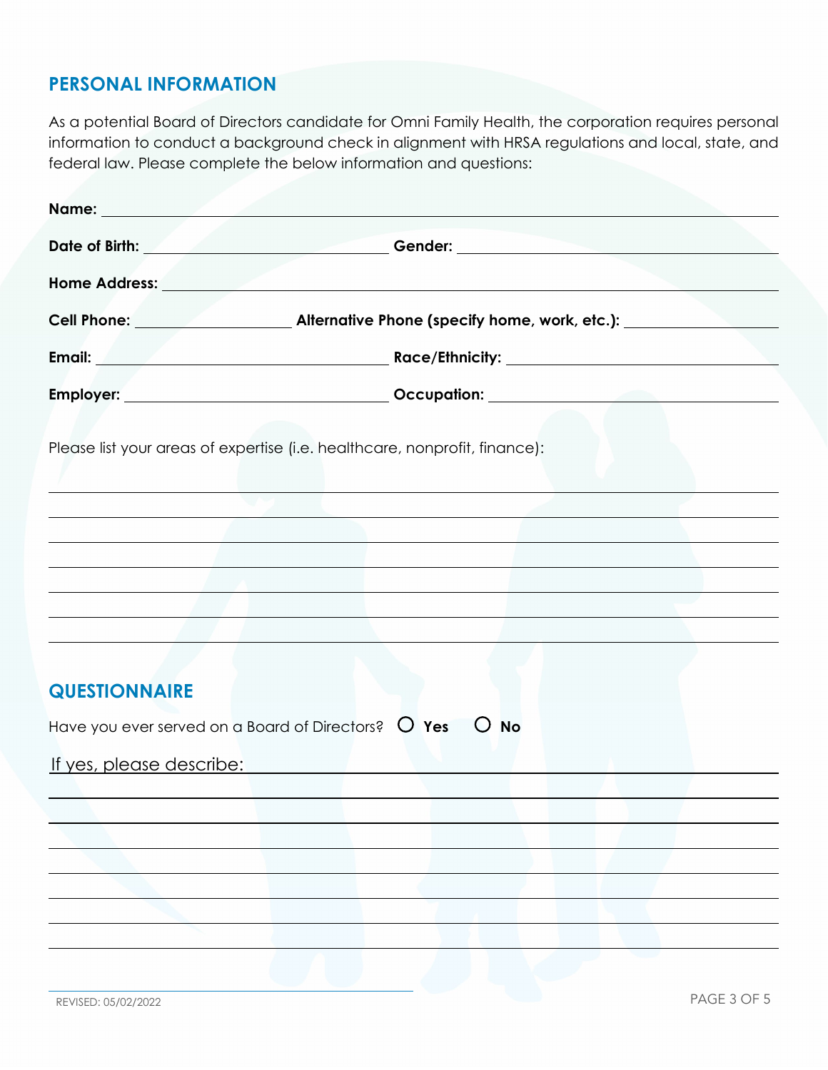## PERSONAL INFORMATION

As a potential Board of Directors candidate for Omni Family Health, the corporation requires personal information to conduct a background check in alignment with HRSA regulations and local, state, and federal law. Please complete the below information and questions:

**Name:** ______________________________

**Date of Birth:** ______________________________ **Gender:** ______________________________

**Home Address:** ______________________________

**Cell Phone:** ______________________________ **Alternative Phone (specify home, work, etc.):** ______________________________

**Email:** ______________________________ **Race/Ethnicity:** ______________________________

**Employer:** ______________________________ **Occupation:** ______________________________

Please list your areas of expertise (i.e. healthcare, nonprofit, finance):

______________________________

______________________________

______________________________

______________________________

______________________________

______________________________

______________________________

## QUESTIONNAIRE

Have you ever served on a Board of Directors? ○ **Yes** ○ **No**

If yes, please describe: ______________________________

______________________________

______________________________

______________________________

______________________________

______________________________

______________________________

______________________________

REVISED: 05/02/2022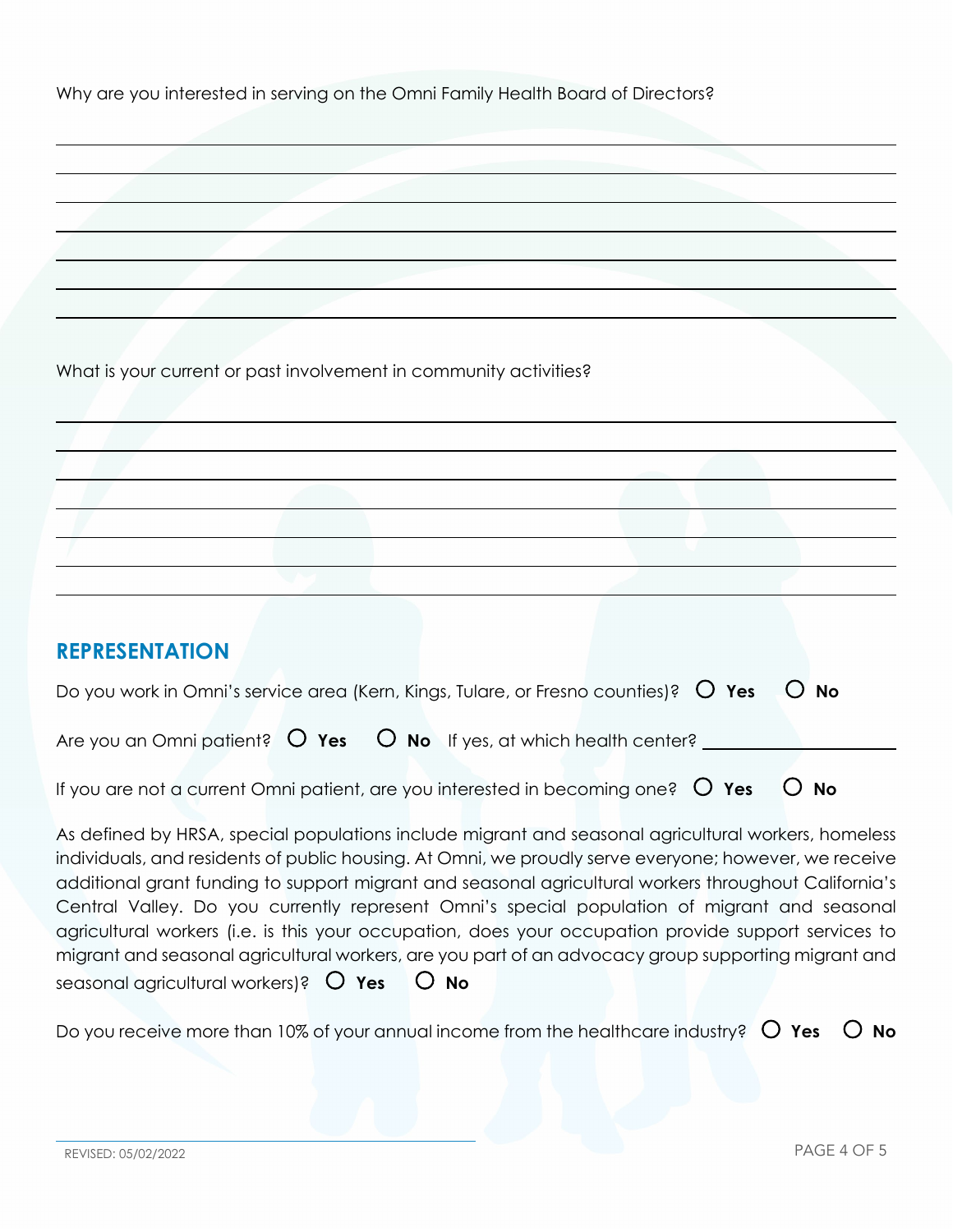Why are you interested in serving on the Omni Family Health Board of Directors?

_______________________________________________________________________________

_______________________________________________________________________________

_______________________________________________________________________________

_______________________________________________________________________________

_______________________________________________________________________________

_______________________________________________________________________________

_______________________________________________________________________________

What is your current or past involvement in community activities?

_______________________________________________________________________________

_______________________________________________________________________________

_______________________________________________________________________________

_______________________________________________________________________________

_______________________________________________________________________________

_______________________________________________________________________________

_______________________________________________________________________________

## REPRESENTATION

Do you work in Omni's service area (Kern, Kings, Tulare, or Fresno counties)? ○ **Yes** ○ **No**

Are you an Omni patient? ○ **Yes** ○ **No** If yes, at which health center? ____________________

If you are not a current Omni patient, are you interested in becoming one? ○ **Yes** ○ **No**

As defined by HRSA, special populations include migrant and seasonal agricultural workers, homeless individuals, and residents of public housing. At Omni, we proudly serve everyone; however, we receive additional grant funding to support migrant and seasonal agricultural workers throughout California's Central Valley. Do you currently represent Omni's special population of migrant and seasonal agricultural workers (i.e. is this your occupation, does your occupation provide support services to migrant and seasonal agricultural workers, are you part of an advocacy group supporting migrant and seasonal agricultural workers)? ○ **Yes** ○ **No**

Do you receive more than 10% of your annual income from the healthcare industry? ○ **Yes** ○ **No**

REVISED: 05/02/2022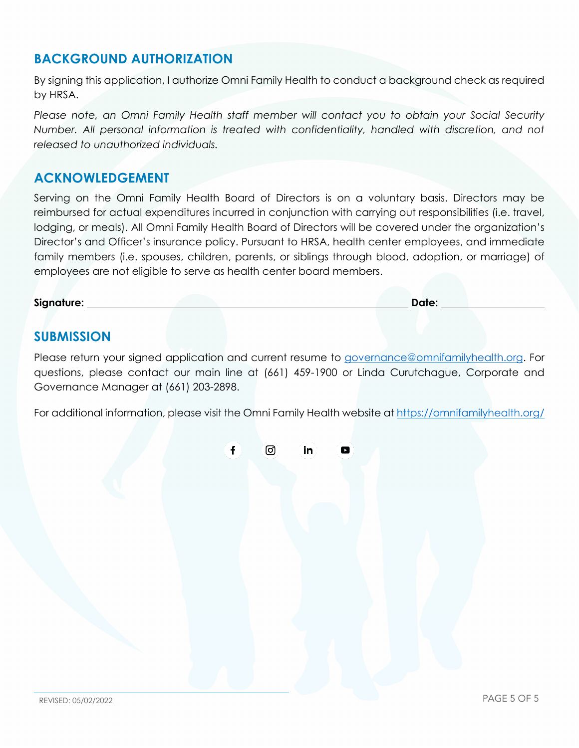## BACKGROUND AUTHORIZATION

By signing this application, I authorize Omni Family Health to conduct a background check as required by HRSA.

*Please note, an Omni Family Health staff member will contact you to obtain your Social Security Number. All personal information is treated with confidentiality, handled with discretion, and not released to unauthorized individuals.*

## ACKNOWLEDGEMENT

Serving on the Omni Family Health Board of Directors is on a voluntary basis. Directors may be reimbursed for actual expenditures incurred in conjunction with carrying out responsibilities (i.e. travel, lodging, or meals). All Omni Family Health Board of Directors will be covered under the organization's Director's and Officer's insurance policy. Pursuant to HRSA, health center employees, and immediate family members (i.e. spouses, children, parents, or siblings through blood, adoption, or marriage) of employees are not eligible to serve as health center board members.

**Signature:** ______________________________ **Date:** ______________

## SUBMISSION

Please return your signed application and current resume to governance@omnifamilyhealth.org. For questions, please contact our main line at (661) 459-1900 or Linda Curutchague, Corporate and Governance Manager at (661) 203-2898.

For additional information, please visit the Omni Family Health website at https://omnifamilyhealth.org/

REVISED: 05/02/2022